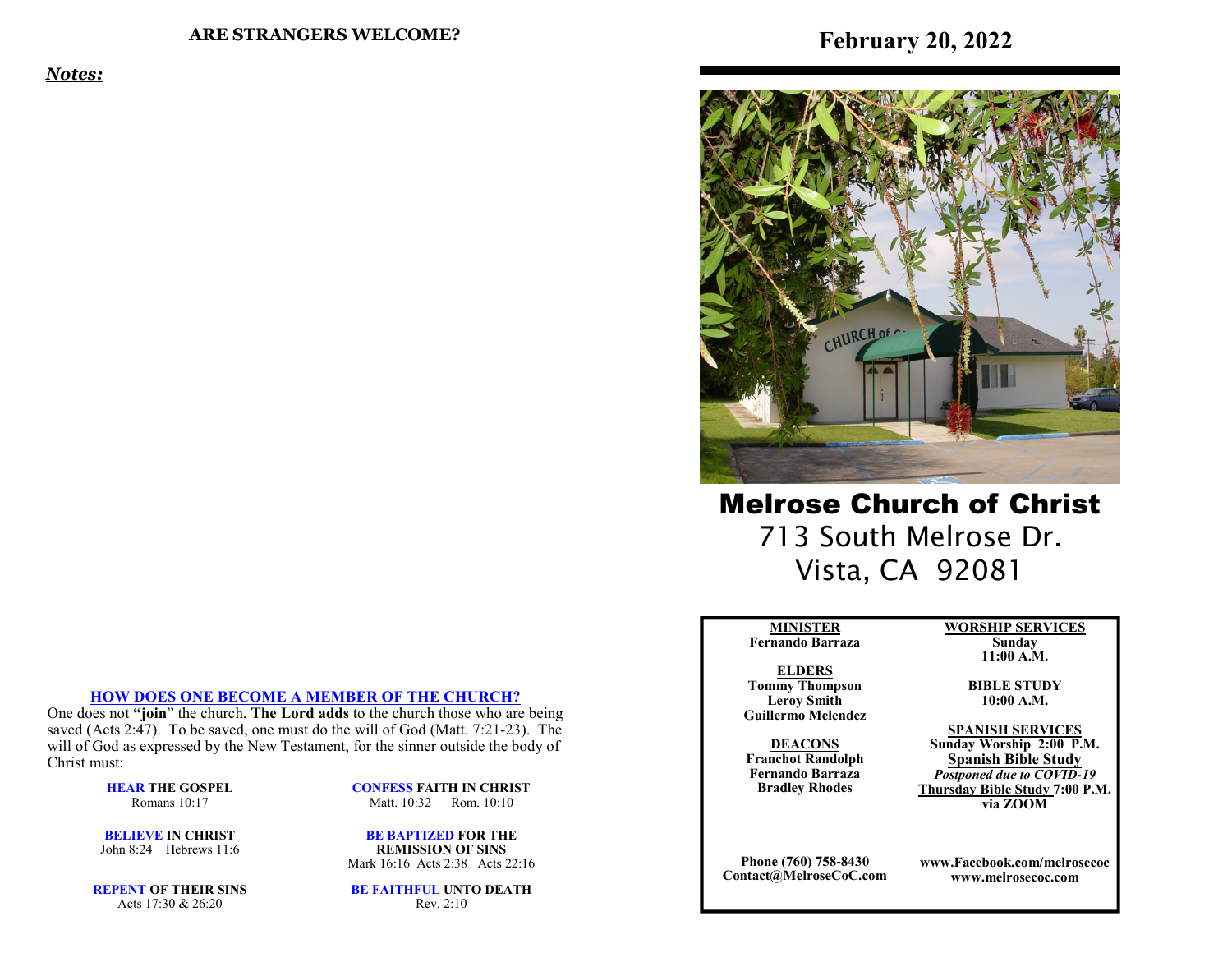## ARE STRANGERS WELCOME?

***Notes:***

### HOW DOES ONE BECOME A MEMBER OF THE CHURCH?

One does not **"join"** the church. **The Lord adds** to the church those who are being saved (Acts 2:47). To be saved, one must do the will of God (Matt. 7:21-23). The will of God as expressed by the New Testament, for the sinner outside the body of Christ must:

**HEAR THE GOSPEL**
Romans 10:17

**BELIEVE IN CHRIST**
John 8:24 Hebrews 11:6

**REPENT OF THEIR SINS**
Acts 17:30 & 26:20

**CONFESS FAITH IN CHRIST**
Matt. 10:32 Rom. 10:10

**BE BAPTIZED FOR THE REMISSION OF SINS**
Mark 16:16 Acts 2:38 Acts 22:16

**BE FAITHFUL UNTO DEATH**
Rev. 2:10

# February 20, 2022

# Melrose Church of Christ

713 South Melrose Dr.
Vista, CA 92081

**MINISTER**
**Fernando Barraza**

**ELDERS**
**Tommy Thompson**
**Leroy Smith**
**Guillermo Melendez**

**DEACONS**
**Franchot Randolph**
**Fernando Barraza**
**Bradley Rhodes**

**WORSHIP SERVICES**
**Sunday**
**11:00 A.M.**

**BIBLE STUDY**
**10:00 A.M.**

**SPANISH SERVICES**
**Sunday Worship 2:00 P.M.**
**Spanish Bible Study**
***Postponed due to COVID-19***
**Thursday Bible Study 7:00 P.M. via ZOOM**

**Phone (760) 758-8430**
**Contact@MelroseCoC.com**

**www.Facebook.com/melrosecoc**
**www.melrosecoc.com**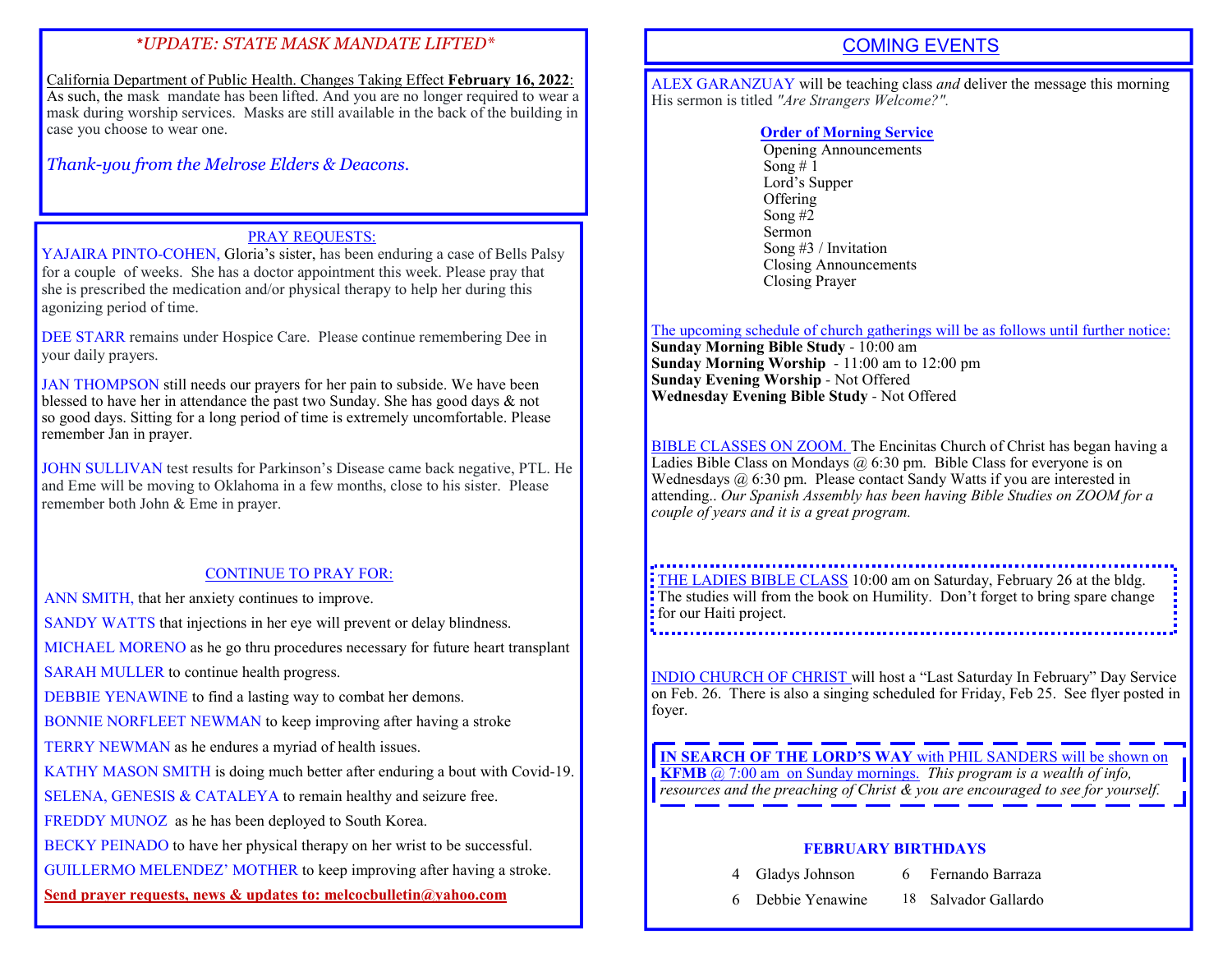## *UPDATE: STATE MASK MANDATE LIFTED*

California Department of Public Health. Changes Taking Effect **February 16, 2022**: As such, the mask mandate has been lifted. And you are no longer required to wear a mask during worship services. Masks are still available in the back of the building in case you choose to wear one.

*Thank-you from the Melrose Elders & Deacons.*

## PRAY REQUESTS:

YAJAIRA PINTO-COHEN, Gloria's sister, has been enduring a case of Bells Palsy for a couple of weeks. She has a doctor appointment this week. Please pray that she is prescribed the medication and/or physical therapy to help her during this agonizing period of time.

DEE STARR remains under Hospice Care. Please continue remembering Dee in your daily prayers.

JAN THOMPSON still needs our prayers for her pain to subside. We have been blessed to have her in attendance the past two Sunday. She has good days & not so good days. Sitting for a long period of time is extremely uncomfortable. Please remember Jan in prayer.

JOHN SULLIVAN test results for Parkinson's Disease came back negative, PTL. He and Eme will be moving to Oklahoma in a few months, close to his sister. Please remember both John & Eme in prayer.

## CONTINUE TO PRAY FOR:

ANN SMITH, that her anxiety continues to improve.

SANDY WATTS that injections in her eye will prevent or delay blindness.

MICHAEL MORENO as he go thru procedures necessary for future heart transplant

SARAH MULLER to continue health progress.

DEBBIE YENAWINE to find a lasting way to combat her demons.

BONNIE NORFLEET NEWMAN to keep improving after having a stroke

TERRY NEWMAN as he endures a myriad of health issues.

KATHY MASON SMITH is doing much better after enduring a bout with Covid-19.

SELENA, GENESIS & CATALEYA to remain healthy and seizure free.

FREDDY MUNOZ as he has been deployed to South Korea.

BECKY PEINADO to have her physical therapy on her wrist to be successful.

GUILLERMO MELENDEZ' MOTHER to keep improving after having a stroke.

**Send prayer requests, news & updates to: melcocbulletin@yahoo.com**

## COMING EVENTS

ALEX GARANZUAY will be teaching class *and* deliver the message this morning His sermon is titled *"Are Strangers Welcome?".*

**Order of Morning Service**

Opening Announcements
Song # 1
Lord's Supper
Offering
Song #2
Sermon
Song #3 / Invitation
Closing Announcements
Closing Prayer

The upcoming schedule of church gatherings will be as follows until further notice:
**Sunday Morning Bible Study** - 10:00 am
**Sunday Morning Worship** - 11:00 am to 12:00 pm
**Sunday Evening Worship** - Not Offered
**Wednesday Evening Bible Study** - Not Offered

BIBLE CLASSES ON ZOOM. The Encinitas Church of Christ has began having a Ladies Bible Class on Mondays @ 6:30 pm. Bible Class for everyone is on Wednesdays @ 6:30 pm. Please contact Sandy Watts if you are interested in attending.. *Our Spanish Assembly has been having Bible Studies on ZOOM for a couple of years and it is a great program.*

THE LADIES BIBLE CLASS 10:00 am on Saturday, February 26 at the bldg. The studies will from the book on Humility. Don't forget to bring spare change for our Haiti project.

INDIO CHURCH OF CHRIST will host a "Last Saturday In February" Day Service on Feb. 26. There is also a singing scheduled for Friday, Feb 25. See flyer posted in foyer.

**IN SEARCH OF THE LORD'S WAY** with PHIL SANDERS will be shown on **KFMB** @ 7:00 am on Sunday mornings. *This program is a wealth of info, resources and the preaching of Christ & you are encouraged to see for yourself.*

### FEBRUARY BIRTHDAYS

| | | | |
|---|---|---|---|
| 4 | Gladys Johnson | 6 | Fernando Barraza |
| 6 | Debbie Yenawine | 18 | Salvador Gallardo |